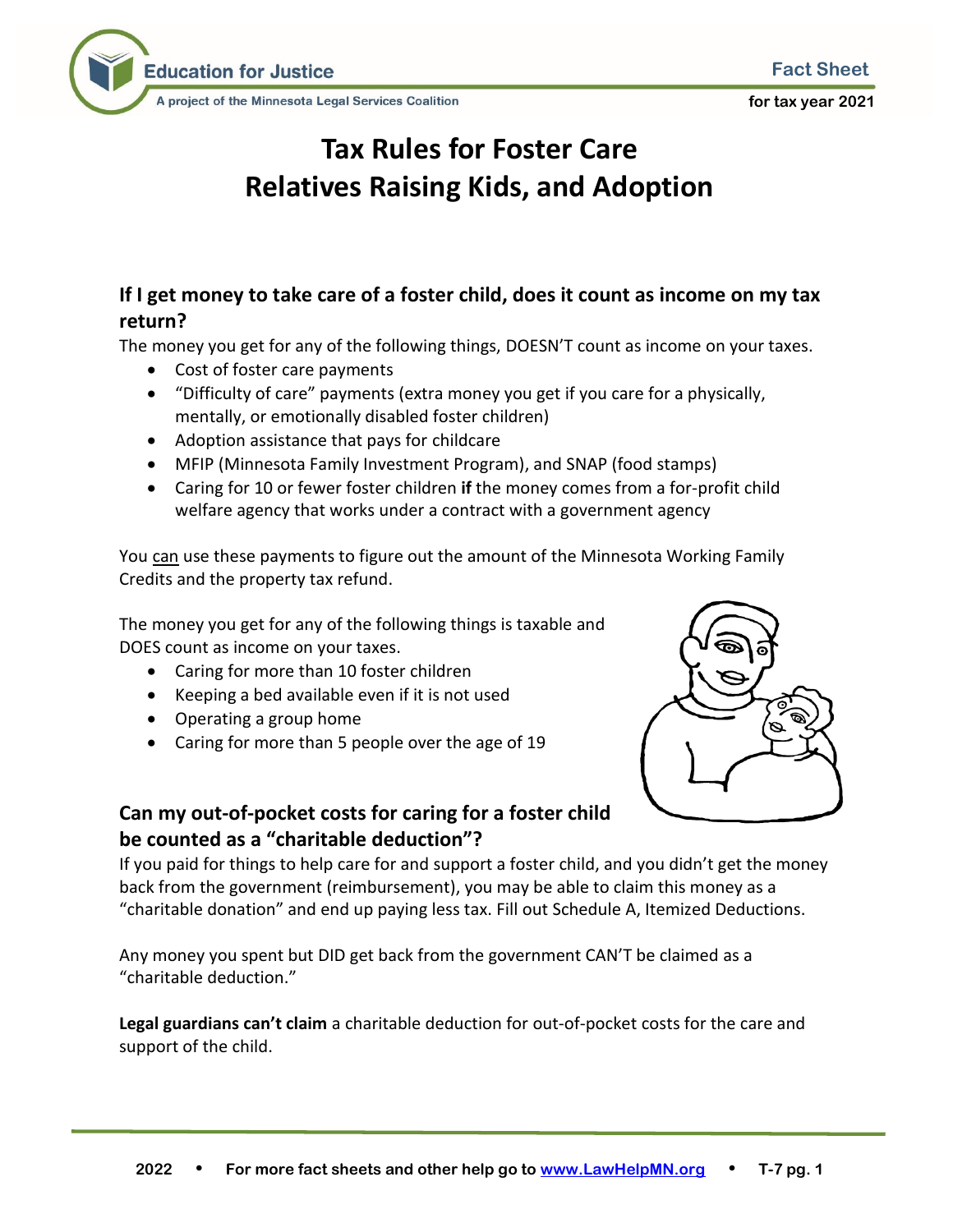Education for Justice

A project of the Minnesota Legal Services Coalition

Fact Sheet

for tax year 2021

# Tax Rules for Foster Care Relatives Raising Kids, and Adoption

## If I get money to take care of a foster child, does it count as income on my tax return?

The money you get for any of the following things, DOESN'T count as income on your taxes.

- Cost of foster care payments
- "Difficulty of care" payments (extra money you get if you care for a physically, mentally, or emotionally disabled foster children)
- Adoption assistance that pays for childcare
- MFIP (Minnesota Family Investment Program), and SNAP (food stamps)
- Caring for 10 or fewer foster children **if** the money comes from a for-profit child welfare agency that works under a contract with a government agency

You can use these payments to figure out the amount of the Minnesota Working Family Credits and the property tax refund.

The money you get for any of the following things is taxable and DOES count as income on your taxes.

- Caring for more than 10 foster children
- Keeping a bed available even if it is not used
- Operating a group home
- Caring for more than 5 people over the age of 19

## Can my out-of-pocket costs for caring for a foster child be counted as a "charitable deduction"?

If you paid for things to help care for and support a foster child, and you didn't get the money back from the government (reimbursement), you may be able to claim this money as a "charitable donation" and end up paying less tax. Fill out Schedule A, Itemized Deductions.

Any money you spent but DID get back from the government CAN'T be claimed as a "charitable deduction."

**Legal guardians can't claim** a charitable deduction for out-of-pocket costs for the care and support of the child.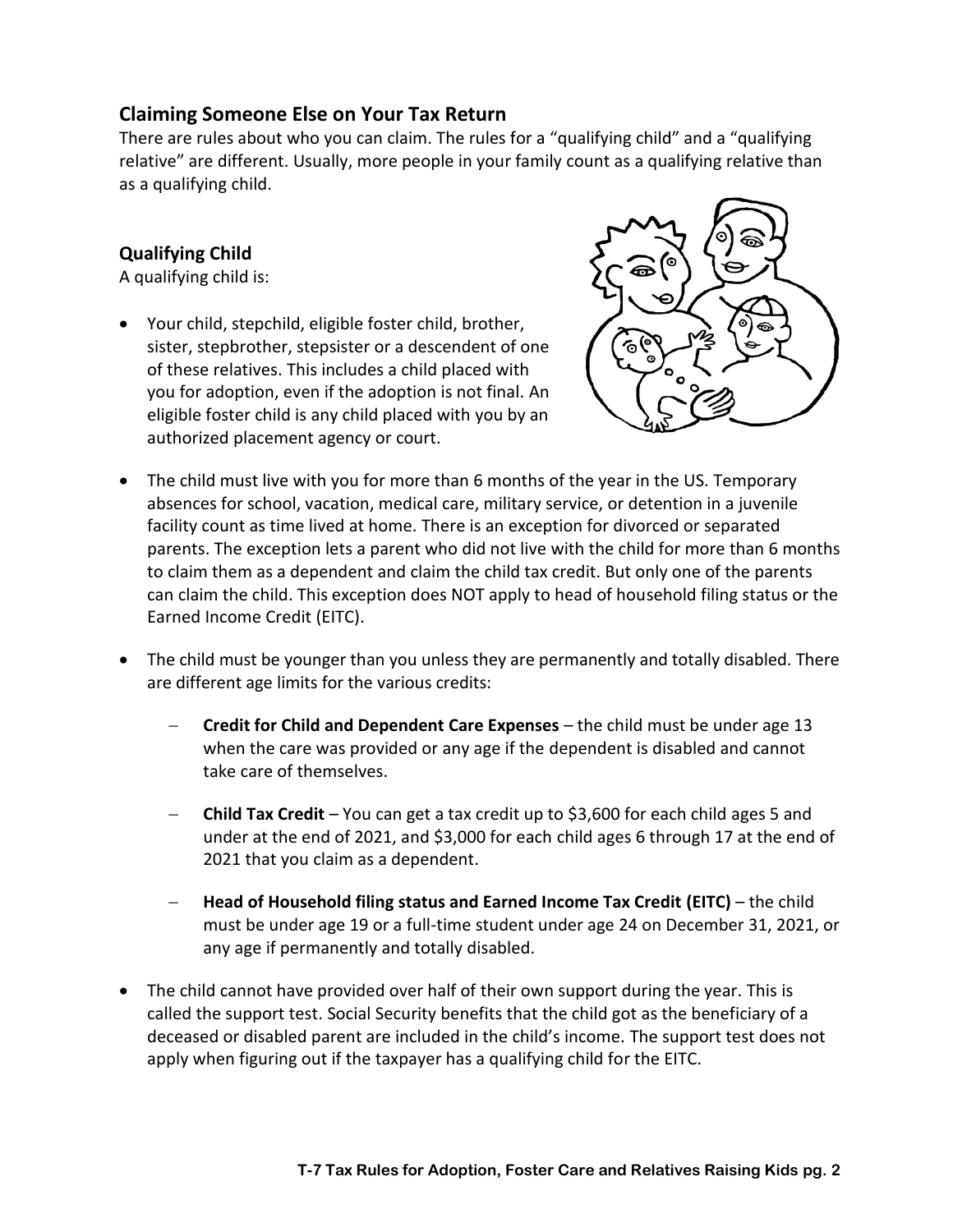## Claiming Someone Else on Your Tax Return

There are rules about who you can claim. The rules for a "qualifying child" and a "qualifying relative" are different. Usually, more people in your family count as a qualifying relative than as a qualifying child.

### Qualifying Child

A qualifying child is:

- Your child, stepchild, eligible foster child, brother, sister, stepbrother, stepsister or a descendent of one of these relatives. This includes a child placed with you for adoption, even if the adoption is not final. An eligible foster child is any child placed with you by an authorized placement agency or court.
- The child must live with you for more than 6 months of the year in the US. Temporary absences for school, vacation, medical care, military service, or detention in a juvenile facility count as time lived at home. There is an exception for divorced or separated parents. The exception lets a parent who did not live with the child for more than 6 months to claim them as a dependent and claim the child tax credit. But only one of the parents can claim the child. This exception does NOT apply to head of household filing status or the Earned Income Credit (EITC).
- The child must be younger than you unless they are permanently and totally disabled. There are different age limits for the various credits:
  - **Credit for Child and Dependent Care Expenses** – the child must be under age 13 when the care was provided or any age if the dependent is disabled and cannot take care of themselves.
  - **Child Tax Credit** – You can get a tax credit up to $3,600 for each child ages 5 and under at the end of 2021, and $3,000 for each child ages 6 through 17 at the end of 2021 that you claim as a dependent.
  - **Head of Household filing status and Earned Income Tax Credit (EITC)** – the child must be under age 19 or a full-time student under age 24 on December 31, 2021, or any age if permanently and totally disabled.
- The child cannot have provided over half of their own support during the year. This is called the support test. Social Security benefits that the child got as the beneficiary of a deceased or disabled parent are included in the child's income. The support test does not apply when figuring out if the taxpayer has a qualifying child for the EITC.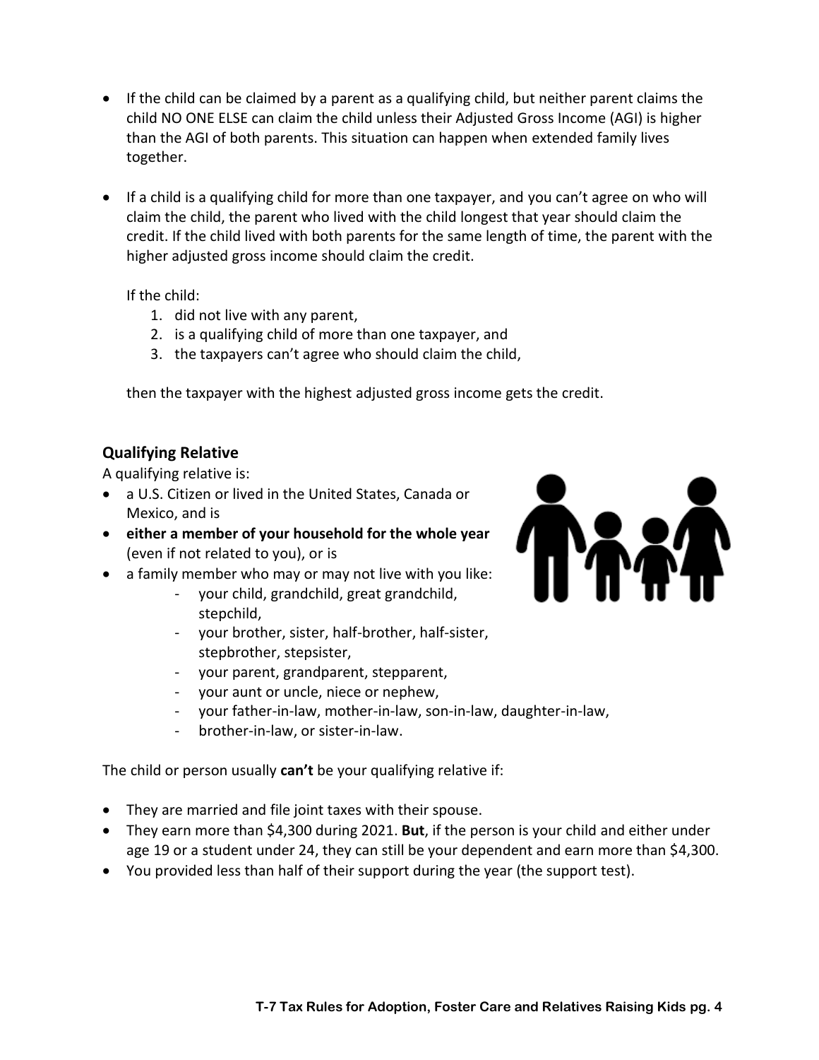- If the child can be claimed by a parent as a qualifying child, but neither parent claims the child NO ONE ELSE can claim the child unless their Adjusted Gross Income (AGI) is higher than the AGI of both parents. This situation can happen when extended family lives together.

- If a child is a qualifying child for more than one taxpayer, and you can't agree on who will claim the child, the parent who lived with the child longest that year should claim the credit. If the child lived with both parents for the same length of time, the parent with the higher adjusted gross income should claim the credit.

  If the child:

  1. did not live with any parent,
  2. is a qualifying child of more than one taxpayer, and
  3. the taxpayers can't agree who should claim the child,

  then the taxpayer with the highest adjusted gross income gets the credit.

## Qualifying Relative

A qualifying relative is:

- a U.S. Citizen or lived in the United States, Canada or Mexico, and is
- **either a member of your household for the whole year** (even if not related to you), or is
- a family member who may or may not live with you like:
  - your child, grandchild, great grandchild, stepchild,
  - your brother, sister, half-brother, half-sister, stepbrother, stepsister,
  - your parent, grandparent, stepparent,
  - your aunt or uncle, niece or nephew,
  - your father-in-law, mother-in-law, son-in-law, daughter-in-law,
  - brother-in-law, or sister-in-law.

The child or person usually **can't** be your qualifying relative if:

- They are married and file joint taxes with their spouse.
- They earn more than $4,300 during 2021. **But**, if the person is your child and either under age 19 or a student under 24, they can still be your dependent and earn more than $4,300.
- You provided less than half of their support during the year (the support test).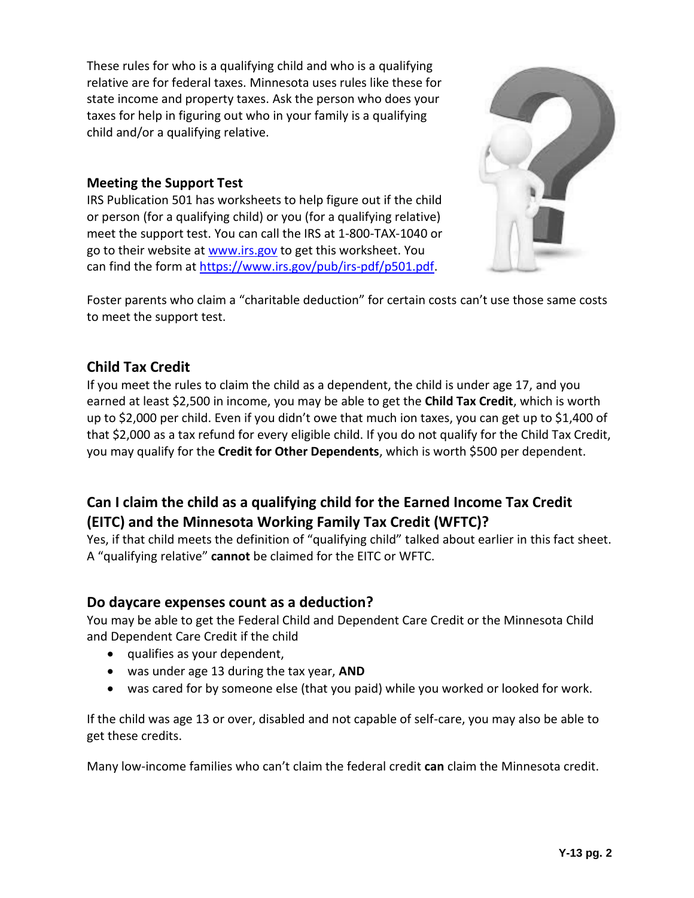These rules for who is a qualifying child and who is a qualifying relative are for federal taxes. Minnesota uses rules like these for state income and property taxes. Ask the person who does your taxes for help in figuring out who in your family is a qualifying child and/or a qualifying relative.

### Meeting the Support Test

IRS Publication 501 has worksheets to help figure out if the child or person (for a qualifying child) or you (for a qualifying relative) meet the support test. You can call the IRS at 1-800-TAX-1040 or go to their website at [www.irs.gov](www.irs.gov) to get this worksheet. You can find the form at [https://www.irs.gov/pub/irs-pdf/p501.pdf](https://www.irs.gov/pub/irs-pdf/p501.pdf).

Foster parents who claim a "charitable deduction" for certain costs can't use those same costs to meet the support test.

## Child Tax Credit

If you meet the rules to claim the child as a dependent, the child is under age 17, and you earned at least $2,500 in income, you may be able to get the **Child Tax Credit**, which is worth up to $2,000 per child. Even if you didn't owe that much ion taxes, you can get up to $1,400 of that $2,000 as a tax refund for every eligible child. If you do not qualify for the Child Tax Credit, you may qualify for the **Credit for Other Dependents**, which is worth $500 per dependent.

## Can I claim the child as a qualifying child for the Earned Income Tax Credit (EITC) and the Minnesota Working Family Tax Credit (WFTC)?

Yes, if that child meets the definition of "qualifying child" talked about earlier in this fact sheet. A "qualifying relative" **cannot** be claimed for the EITC or WFTC.

## Do daycare expenses count as a deduction?

You may be able to get the Federal Child and Dependent Care Credit or the Minnesota Child and Dependent Care Credit if the child

- qualifies as your dependent,
- was under age 13 during the tax year, **AND**
- was cared for by someone else (that you paid) while you worked or looked for work.

If the child was age 13 or over, disabled and not capable of self-care, you may also be able to get these credits.

Many low-income families who can't claim the federal credit **can** claim the Minnesota credit.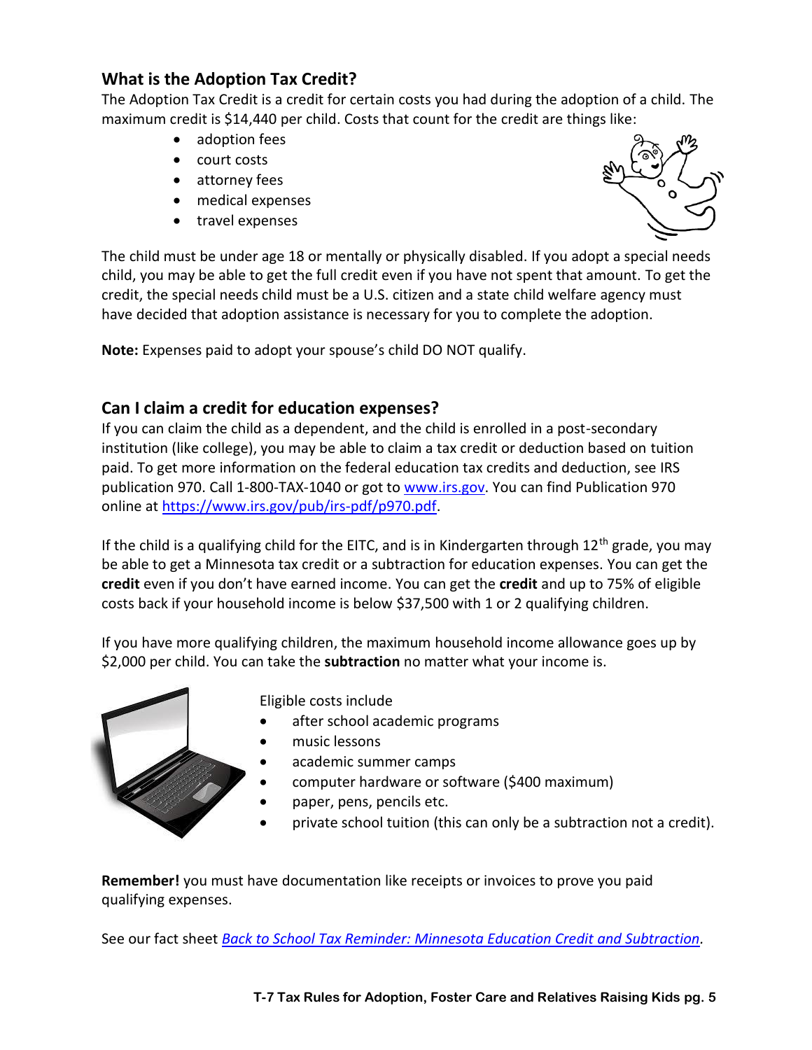## What is the Adoption Tax Credit?

The Adoption Tax Credit is a credit for certain costs you had during the adoption of a child. The maximum credit is $14,440 per child. Costs that count for the credit are things like:

- adoption fees
- court costs
- attorney fees
- medical expenses
- travel expenses

The child must be under age 18 or mentally or physically disabled. If you adopt a special needs child, you may be able to get the full credit even if you have not spent that amount. To get the credit, the special needs child must be a U.S. citizen and a state child welfare agency must have decided that adoption assistance is necessary for you to complete the adoption.

**Note:** Expenses paid to adopt your spouse's child DO NOT qualify.

## Can I claim a credit for education expenses?

If you can claim the child as a dependent, and the child is enrolled in a post-secondary institution (like college), you may be able to claim a tax credit or deduction based on tuition paid. To get more information on the federal education tax credits and deduction, see IRS publication 970. Call 1-800-TAX-1040 or got to [www.irs.gov](www.irs.gov). You can find Publication 970 online at [https://www.irs.gov/pub/irs-pdf/p970.pdf](https://www.irs.gov/pub/irs-pdf/p970.pdf).

If the child is a qualifying child for the EITC, and is in Kindergarten through 12th grade, you may be able to get a Minnesota tax credit or a subtraction for education expenses. You can get the **credit** even if you don't have earned income. You can get the **credit** and up to 75% of eligible costs back if your household income is below $37,500 with 1 or 2 qualifying children.

If you have more qualifying children, the maximum household income allowance goes up by $2,000 per child. You can take the **subtraction** no matter what your income is.

Eligible costs include

- after school academic programs
- music lessons
- academic summer camps
- computer hardware or software ($400 maximum)
- paper, pens, pencils etc.
- private school tuition (this can only be a subtraction not a credit).

**Remember!** you must have documentation like receipts or invoices to prove you paid qualifying expenses.

See our fact sheet *Back to School Tax Reminder: Minnesota Education Credit and Subtraction*.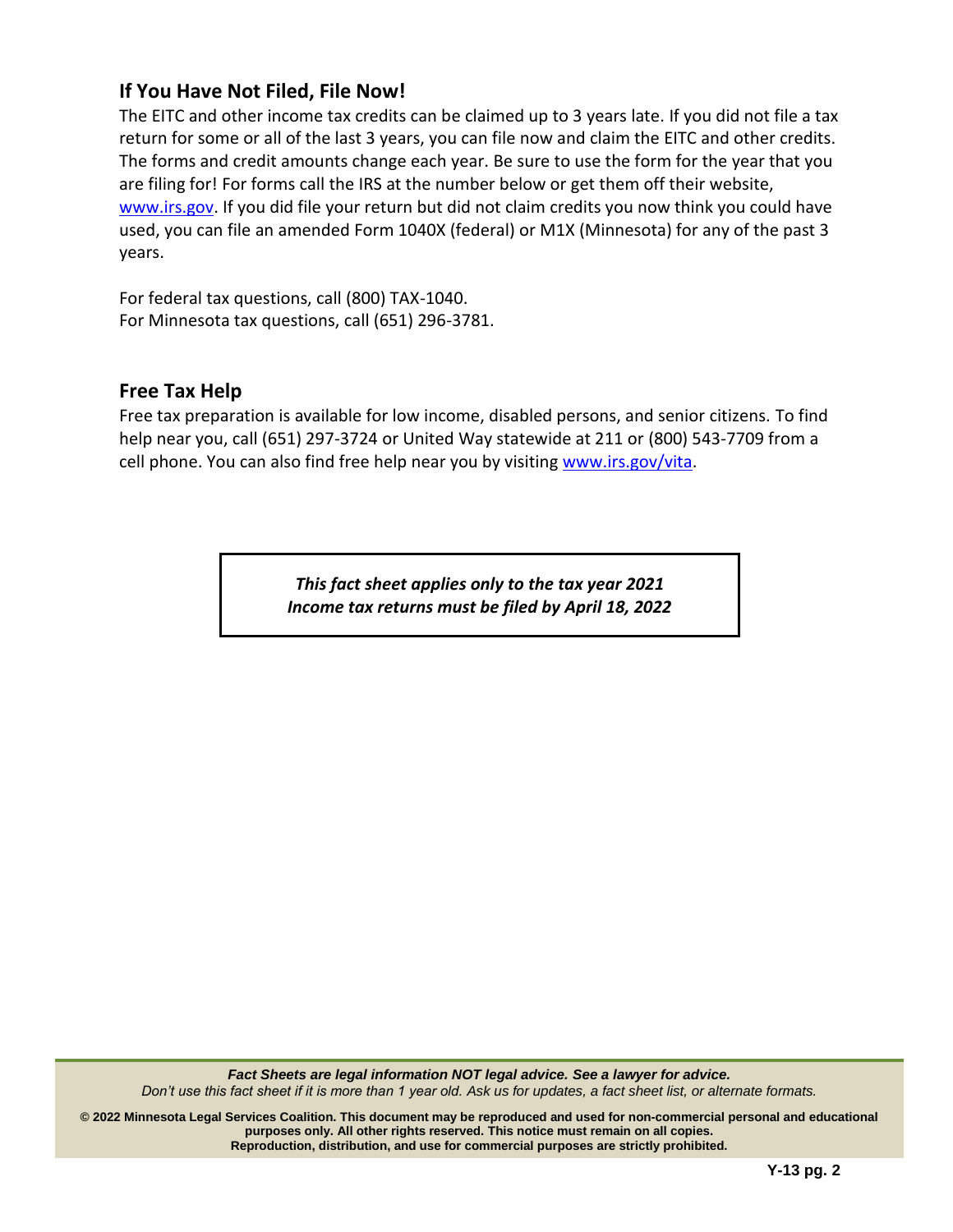## If You Have Not Filed, File Now!

The EITC and other income tax credits can be claimed up to 3 years late. If you did not file a tax return for some or all of the last 3 years, you can file now and claim the EITC and other credits. The forms and credit amounts change each year. Be sure to use the form for the year that you are filing for! For forms call the IRS at the number below or get them off their website, www.irs.gov. If you did file your return but did not claim credits you now think you could have used, you can file an amended Form 1040X (federal) or M1X (Minnesota) for any of the past 3 years.

For federal tax questions, call (800) TAX-1040.
For Minnesota tax questions, call (651) 296-3781.

## Free Tax Help

Free tax preparation is available for low income, disabled persons, and senior citizens. To find help near you, call (651) 297-3724 or United Way statewide at 211 or (800) 543-7709 from a cell phone. You can also find free help near you by visiting www.irs.gov/vita.

***This fact sheet applies only to the tax year 2021***
***Income tax returns must be filed by April 18, 2022***

***Fact Sheets are legal information NOT legal advice. See a lawyer for advice.***
*Don't use this fact sheet if it is more than 1 year old. Ask us for updates, a fact sheet list, or alternate formats.*

**© 2022 Minnesota Legal Services Coalition. This document may be reproduced and used for non-commercial personal and educational purposes only. All other rights reserved. This notice must remain on all copies. Reproduction, distribution, and use for commercial purposes are strictly prohibited.**

**Y-13 pg. 2**